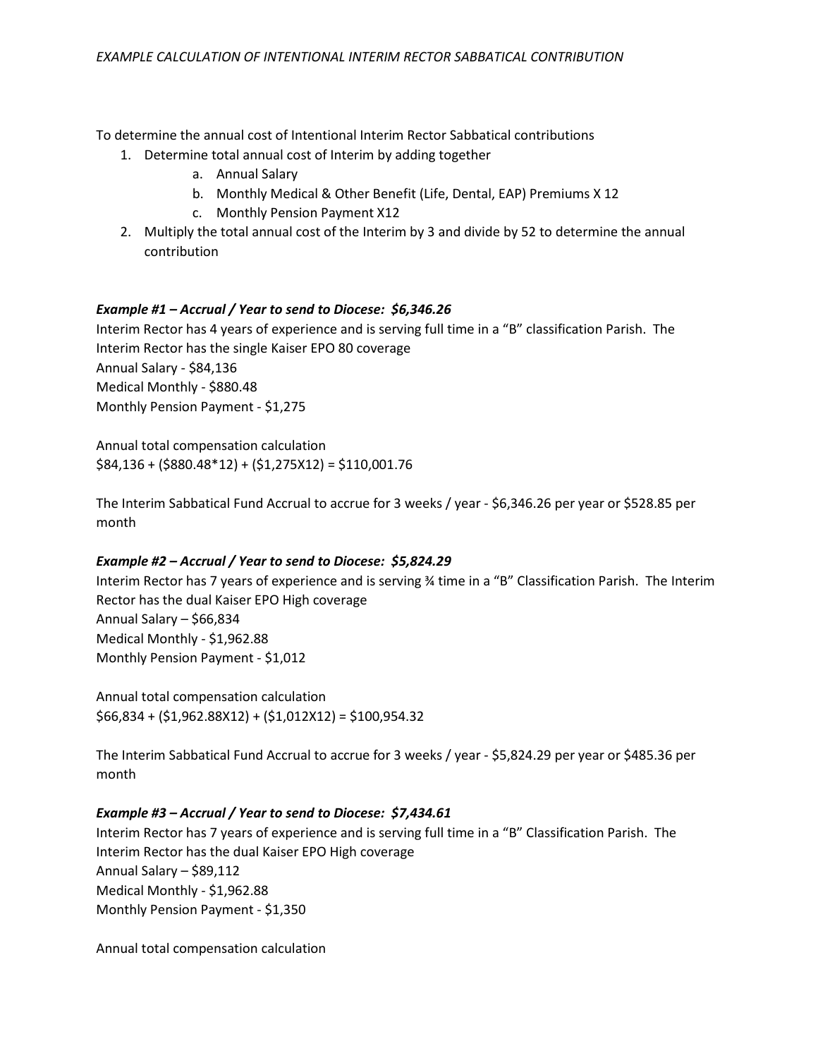*EXAMPLE CALCULATION OF INTENTIONAL INTERIM RECTOR SABBATICAL CONTRIBUTION*

To determine the annual cost of Intentional Interim Rector Sabbatical contributions

1. Determine total annual cost of Interim by adding together
   a. Annual Salary
   b. Monthly Medical & Other Benefit (Life, Dental, EAP) Premiums X 12
   c. Monthly Pension Payment X12
2. Multiply the total annual cost of the Interim by 3 and divide by 52 to determine the annual contribution

***Example #1 – Accrual / Year to send to Diocese: $6,346.26***

Interim Rector has 4 years of experience and is serving full time in a "B" classification Parish. The Interim Rector has the single Kaiser EPO 80 coverage
Annual Salary - $84,136
Medical Monthly - $880.48
Monthly Pension Payment - $1,275

Annual total compensation calculation
$84,136 + ($880.48*12) + ($1,275X12) = $110,001.76

The Interim Sabbatical Fund Accrual to accrue for 3 weeks / year - $6,346.26 per year or $528.85 per month

***Example #2 – Accrual / Year to send to Diocese: $5,824.29***

Interim Rector has 7 years of experience and is serving ¾ time in a "B" Classification Parish. The Interim Rector has the dual Kaiser EPO High coverage
Annual Salary – $66,834
Medical Monthly - $1,962.88
Monthly Pension Payment - $1,012

Annual total compensation calculation
$66,834 + ($1,962.88X12) + ($1,012X12) = $100,954.32

The Interim Sabbatical Fund Accrual to accrue for 3 weeks / year - $5,824.29 per year or $485.36 per month

***Example #3 – Accrual / Year to send to Diocese: $7,434.61***

Interim Rector has 7 years of experience and is serving full time in a "B" Classification Parish. The Interim Rector has the dual Kaiser EPO High coverage
Annual Salary – $89,112
Medical Monthly - $1,962.88
Monthly Pension Payment - $1,350

Annual total compensation calculation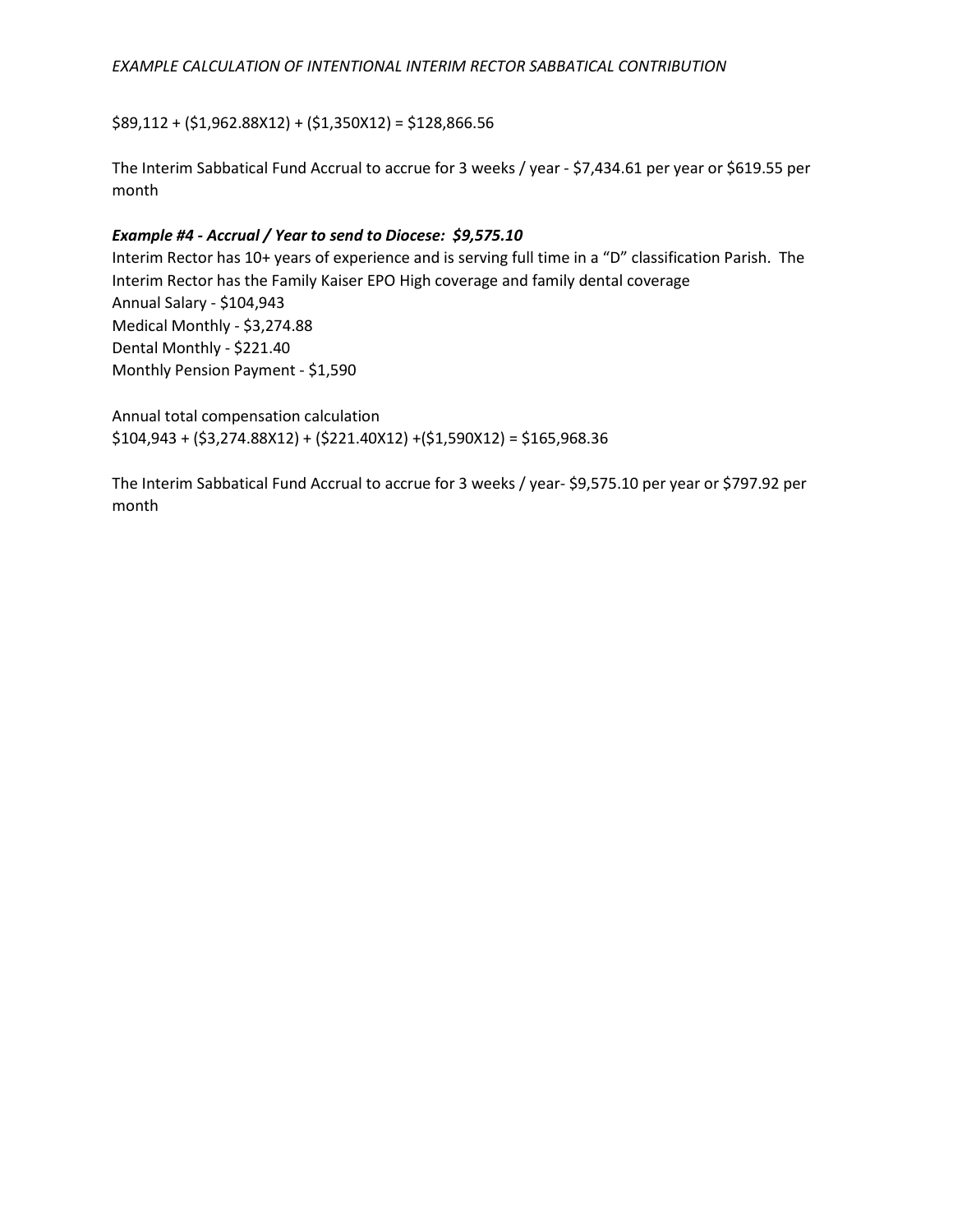$89,112 + ($1,962.88X12) + ($1,350X12) = $128,866.56

The Interim Sabbatical Fund Accrual to accrue for 3 weeks / year - $7,434.61 per year or $619.55 per month

***Example #4 - Accrual / Year to send to Diocese: $9,575.10***

Interim Rector has 10+ years of experience and is serving full time in a "D" classification Parish. The Interim Rector has the Family Kaiser EPO High coverage and family dental coverage
Annual Salary - $104,943
Medical Monthly - $3,274.88
Dental Monthly - $221.40
Monthly Pension Payment - $1,590

Annual total compensation calculation
$104,943 + ($3,274.88X12) + ($221.40X12) +($1,590X12) = $165,968.36

The Interim Sabbatical Fund Accrual to accrue for 3 weeks / year- $9,575.10 per year or $797.92 per month